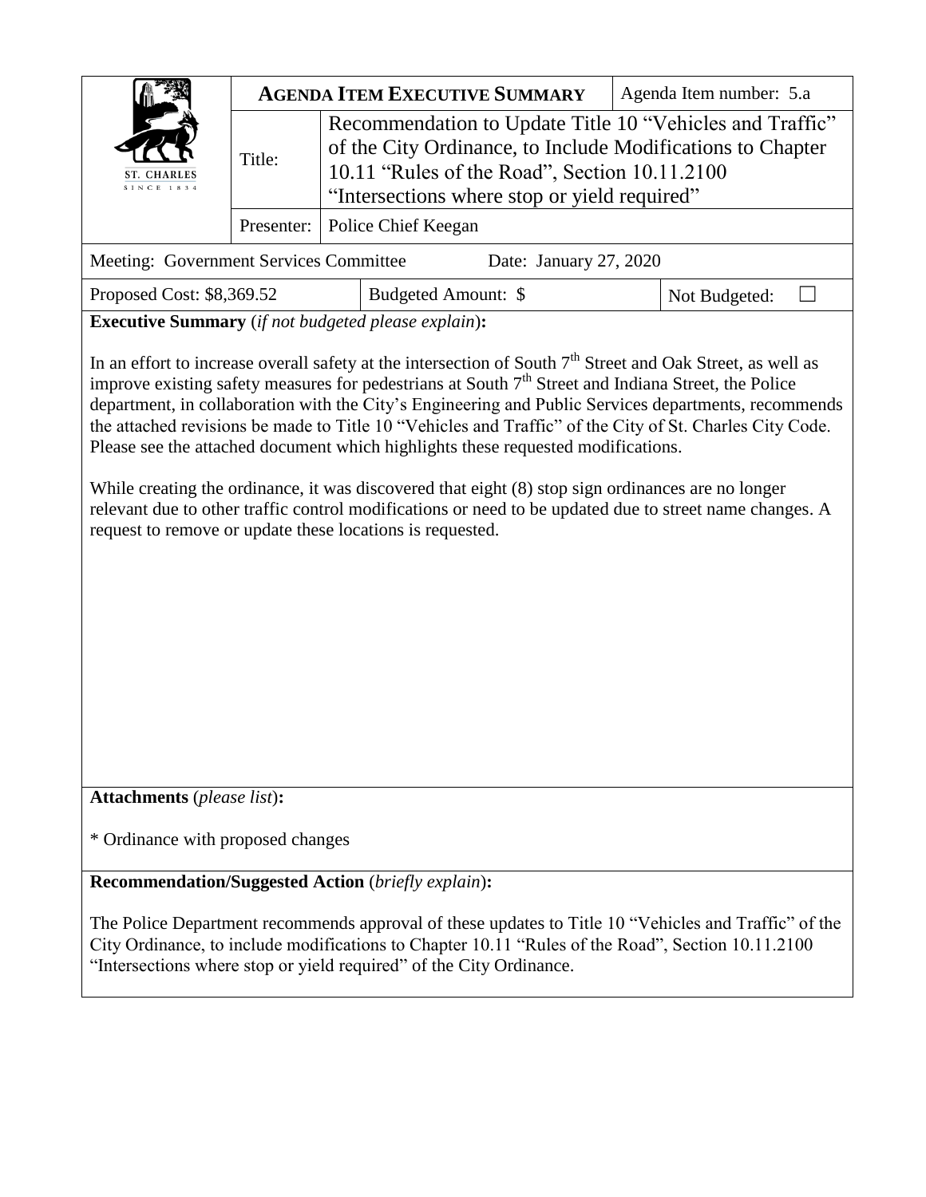ST. CHARLES
SINCE 1834

| **AGENDA ITEM EXECUTIVE SUMMARY** | | Agenda Item number: 5.a |
| --- | --- | --- |
| Title: | Recommendation to Update Title 10 "Vehicles and Traffic" of the City Ordinance, to Include Modifications to Chapter 10.11 "Rules of the Road", Section 10.11.2100 "Intersections where stop or yield required" | |
| Presenter: | Police Chief Keegan | |

| Meeting: Government Services Committee | | Date: January 27, 2020 |
| --- | --- | --- |
| Proposed Cost: $8,369.52 | Budgeted Amount: $ | Not Budgeted: ☐ |

**Executive Summary** (*if not budgeted please explain*)**:**

In an effort to increase overall safety at the intersection of South 7th Street and Oak Street, as well as improve existing safety measures for pedestrians at South 7th Street and Indiana Street, the Police department, in collaboration with the City's Engineering and Public Services departments, recommends the attached revisions be made to Title 10 "Vehicles and Traffic" of the City of St. Charles City Code. Please see the attached document which highlights these requested modifications.

While creating the ordinance, it was discovered that eight (8) stop sign ordinances are no longer relevant due to other traffic control modifications or need to be updated due to street name changes. A request to remove or update these locations is requested.

**Attachments** (*please list*)**:**

* Ordinance with proposed changes

**Recommendation/Suggested Action** (*briefly explain*)**:**

The Police Department recommends approval of these updates to Title 10 "Vehicles and Traffic" of the City Ordinance, to include modifications to Chapter 10.11 "Rules of the Road", Section 10.11.2100 "Intersections where stop or yield required" of the City Ordinance.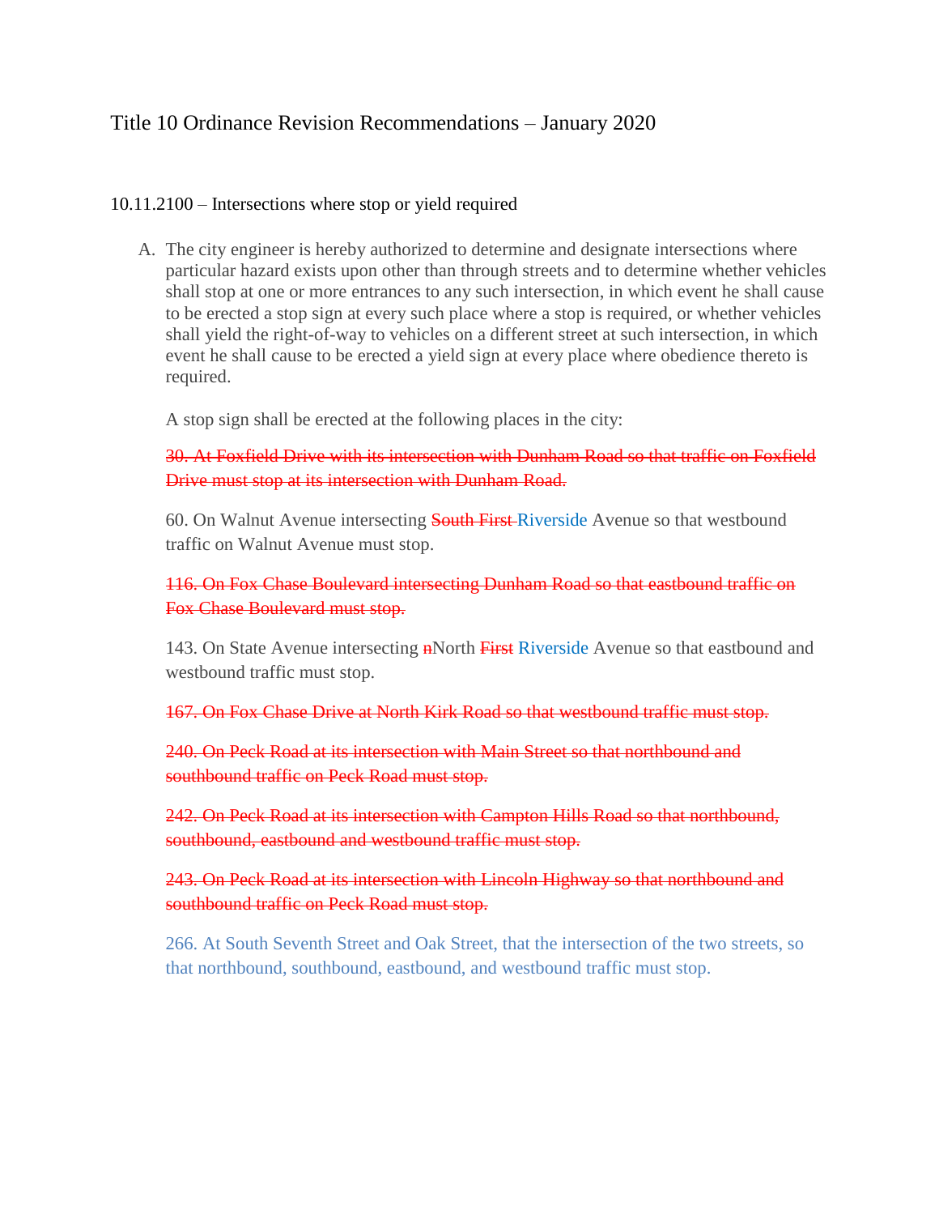## Title 10 Ordinance Revision Recommendations – January 2020

### 10.11.2100 – Intersections where stop or yield required

A. The city engineer is hereby authorized to determine and designate intersections where particular hazard exists upon other than through streets and to determine whether vehicles shall stop at one or more entrances to any such intersection, in which event he shall cause to be erected a stop sign at every such place where a stop is required, or whether vehicles shall yield the right-of-way to vehicles on a different street at such intersection, in which event he shall cause to be erected a yield sign at every place where obedience thereto is required.

   A stop sign shall be erected at the following places in the city:

   ~~30. At Foxfield Drive with its intersection with Dunham Road so that traffic on Foxfield Drive must stop at its intersection with Dunham Road.~~

   60. On Walnut Avenue intersecting ~~South First~~ Riverside Avenue so that westbound traffic on Walnut Avenue must stop.

   ~~116. On Fox Chase Boulevard intersecting Dunham Road so that eastbound traffic on Fox Chase Boulevard must stop.~~

   143. On State Avenue intersecting ~~n~~North ~~First~~ Riverside Avenue so that eastbound and westbound traffic must stop.

   ~~167. On Fox Chase Drive at North Kirk Road so that westbound traffic must stop.~~

   ~~240. On Peck Road at its intersection with Main Street so that northbound and southbound traffic on Peck Road must stop.~~

   ~~242. On Peck Road at its intersection with Campton Hills Road so that northbound, southbound, eastbound and westbound traffic must stop.~~

   ~~243. On Peck Road at its intersection with Lincoln Highway so that northbound and southbound traffic on Peck Road must stop.~~

   266. At South Seventh Street and Oak Street, that the intersection of the two streets, so that northbound, southbound, eastbound, and westbound traffic must stop.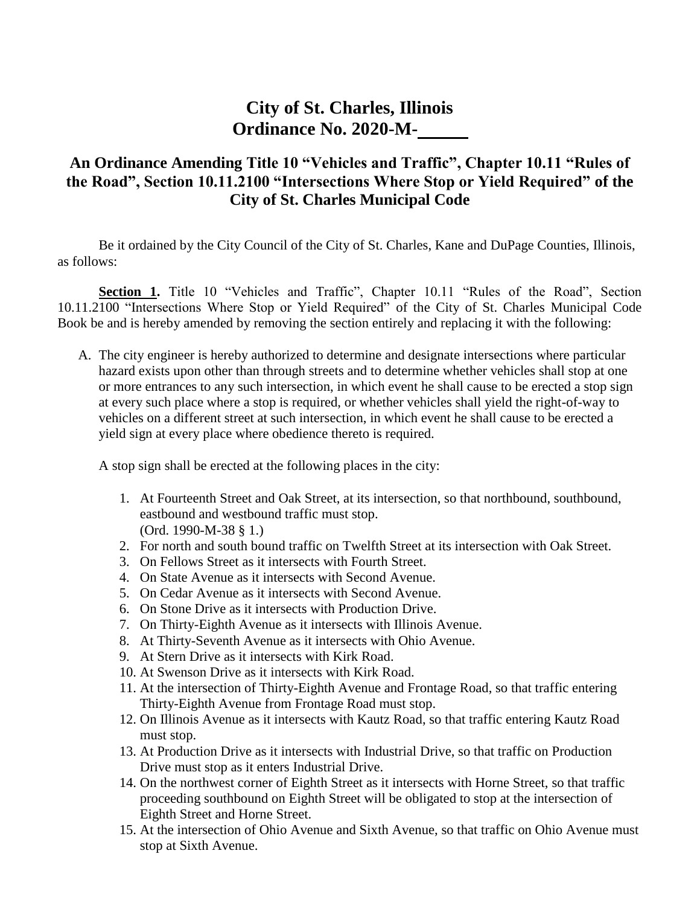# City of St. Charles, Illinois
# Ordinance No. 2020-M-\_\_\_\_\_

## An Ordinance Amending Title 10 "Vehicles and Traffic", Chapter 10.11 "Rules of the Road", Section 10.11.2100 "Intersections Where Stop or Yield Required" of the City of St. Charles Municipal Code

Be it ordained by the City Council of the City of St. Charles, Kane and DuPage Counties, Illinois, as follows:

**Section 1.** Title 10 "Vehicles and Traffic", Chapter 10.11 "Rules of the Road", Section 10.11.2100 "Intersections Where Stop or Yield Required" of the City of St. Charles Municipal Code Book be and is hereby amended by removing the section entirely and replacing it with the following:

A. The city engineer is hereby authorized to determine and designate intersections where particular hazard exists upon other than through streets and to determine whether vehicles shall stop at one or more entrances to any such intersection, in which event he shall cause to be erected a stop sign at every such place where a stop is required, or whether vehicles shall yield the right-of-way to vehicles on a different street at such intersection, in which event he shall cause to be erected a yield sign at every place where obedience thereto is required.

   A stop sign shall be erected at the following places in the city:

   1. At Fourteenth Street and Oak Street, at its intersection, so that northbound, southbound, eastbound and westbound traffic must stop. (Ord. 1990-M-38 § 1.)
   2. For north and south bound traffic on Twelfth Street at its intersection with Oak Street.
   3. On Fellows Street as it intersects with Fourth Street.
   4. On State Avenue as it intersects with Second Avenue.
   5. On Cedar Avenue as it intersects with Second Avenue.
   6. On Stone Drive as it intersects with Production Drive.
   7. On Thirty-Eighth Avenue as it intersects with Illinois Avenue.
   8. At Thirty-Seventh Avenue as it intersects with Ohio Avenue.
   9. At Stern Drive as it intersects with Kirk Road.
   10. At Swenson Drive as it intersects with Kirk Road.
   11. At the intersection of Thirty-Eighth Avenue and Frontage Road, so that traffic entering Thirty-Eighth Avenue from Frontage Road must stop.
   12. On Illinois Avenue as it intersects with Kautz Road, so that traffic entering Kautz Road must stop.
   13. At Production Drive as it intersects with Industrial Drive, so that traffic on Production Drive must stop as it enters Industrial Drive.
   14. On the northwest corner of Eighth Street as it intersects with Horne Street, so that traffic proceeding southbound on Eighth Street will be obligated to stop at the intersection of Eighth Street and Horne Street.
   15. At the intersection of Ohio Avenue and Sixth Avenue, so that traffic on Ohio Avenue must stop at Sixth Avenue.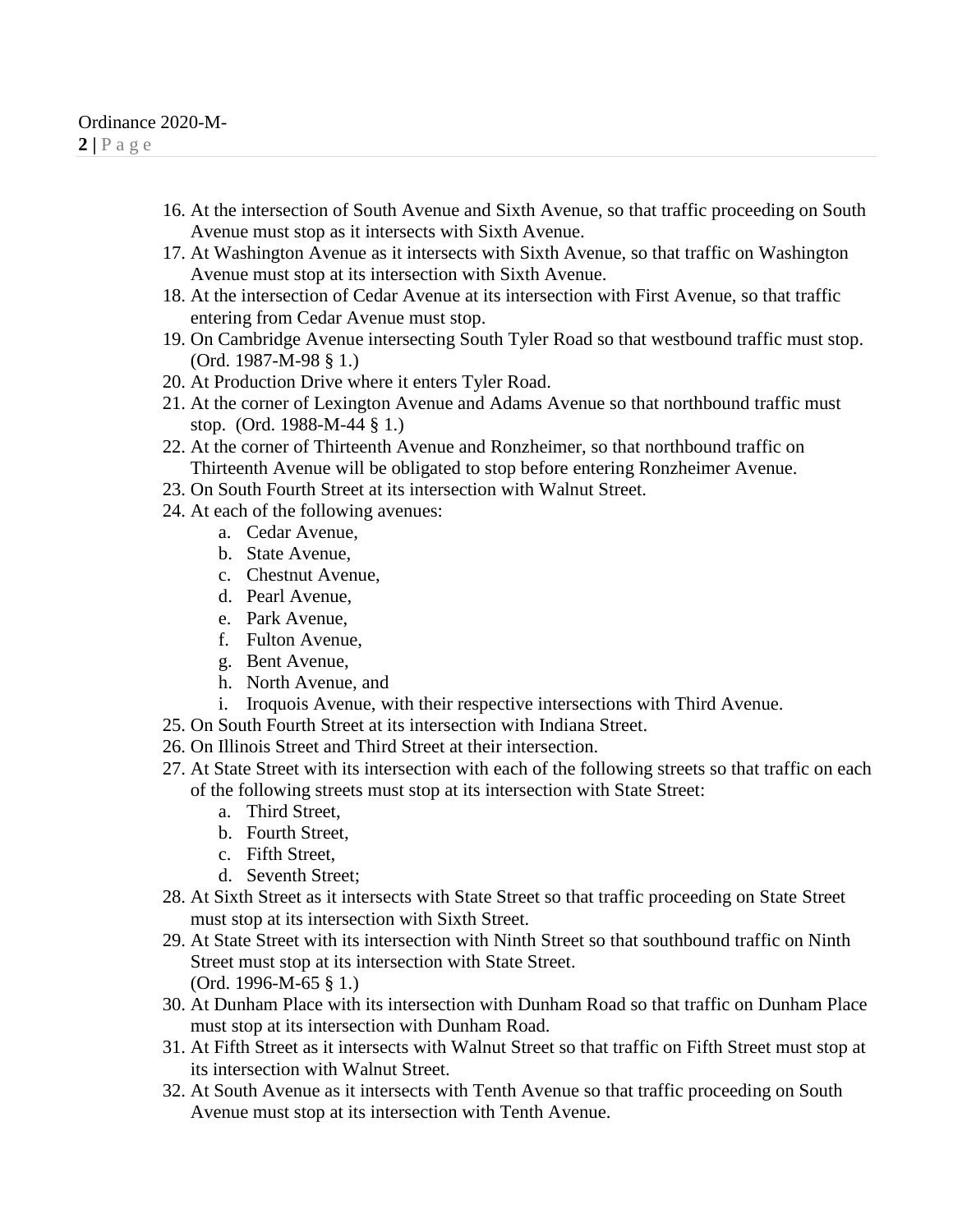16. At the intersection of South Avenue and Sixth Avenue, so that traffic proceeding on South Avenue must stop as it intersects with Sixth Avenue.
17. At Washington Avenue as it intersects with Sixth Avenue, so that traffic on Washington Avenue must stop at its intersection with Sixth Avenue.
18. At the intersection of Cedar Avenue at its intersection with First Avenue, so that traffic entering from Cedar Avenue must stop.
19. On Cambridge Avenue intersecting South Tyler Road so that westbound traffic must stop. (Ord. 1987-M-98 § 1.)
20. At Production Drive where it enters Tyler Road.
21. At the corner of Lexington Avenue and Adams Avenue so that northbound traffic must stop. (Ord. 1988-M-44 § 1.)
22. At the corner of Thirteenth Avenue and Ronzheimer, so that northbound traffic on Thirteenth Avenue will be obligated to stop before entering Ronzheimer Avenue.
23. On South Fourth Street at its intersection with Walnut Street.
24. At each of the following avenues:
    a. Cedar Avenue,
    b. State Avenue,
    c. Chestnut Avenue,
    d. Pearl Avenue,
    e. Park Avenue,
    f. Fulton Avenue,
    g. Bent Avenue,
    h. North Avenue, and
    i. Iroquois Avenue, with their respective intersections with Third Avenue.
25. On South Fourth Street at its intersection with Indiana Street.
26. On Illinois Street and Third Street at their intersection.
27. At State Street with its intersection with each of the following streets so that traffic on each of the following streets must stop at its intersection with State Street:
    a. Third Street,
    b. Fourth Street,
    c. Fifth Street,
    d. Seventh Street;
28. At Sixth Street as it intersects with State Street so that traffic proceeding on State Street must stop at its intersection with Sixth Street.
29. At State Street with its intersection with Ninth Street so that southbound traffic on Ninth Street must stop at its intersection with State Street.
    (Ord. 1996-M-65 § 1.)
30. At Dunham Place with its intersection with Dunham Road so that traffic on Dunham Place must stop at its intersection with Dunham Road.
31. At Fifth Street as it intersects with Walnut Street so that traffic on Fifth Street must stop at its intersection with Walnut Street.
32. At South Avenue as it intersects with Tenth Avenue so that traffic proceeding on South Avenue must stop at its intersection with Tenth Avenue.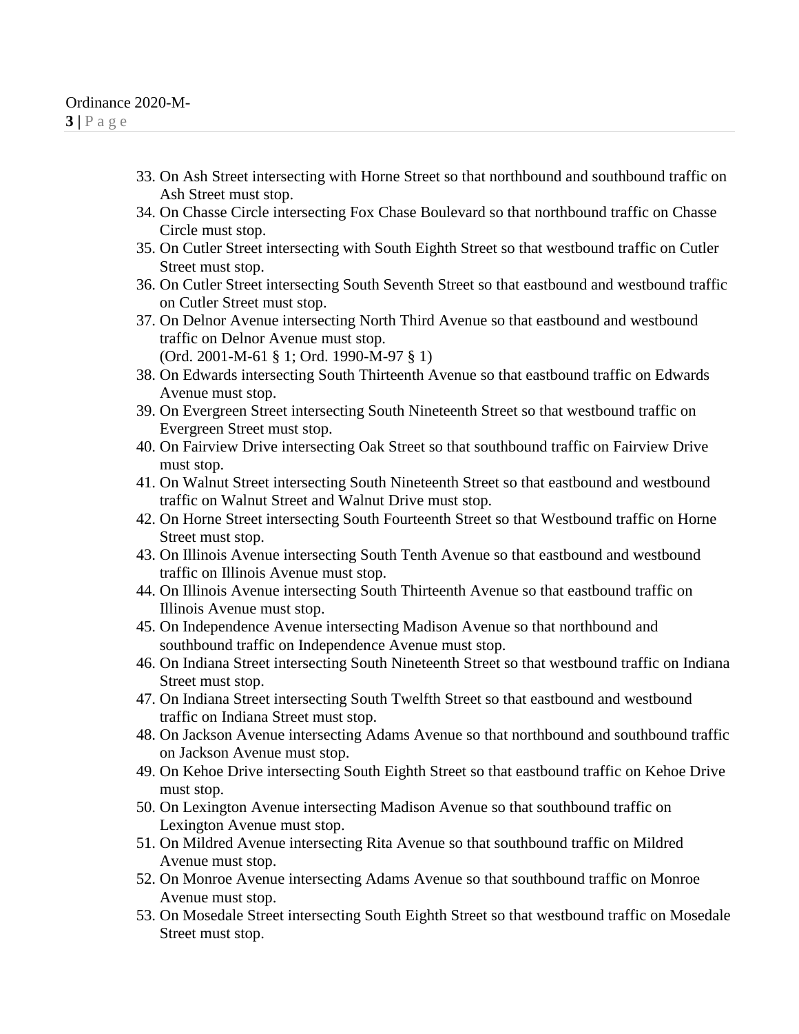33. On Ash Street intersecting with Horne Street so that northbound and southbound traffic on Ash Street must stop.
34. On Chasse Circle intersecting Fox Chase Boulevard so that northbound traffic on Chasse Circle must stop.
35. On Cutler Street intersecting with South Eighth Street so that westbound traffic on Cutler Street must stop.
36. On Cutler Street intersecting South Seventh Street so that eastbound and westbound traffic on Cutler Street must stop.
37. On Delnor Avenue intersecting North Third Avenue so that eastbound and westbound traffic on Delnor Avenue must stop.
    (Ord. 2001-M-61 § 1; Ord. 1990-M-97 § 1)
38. On Edwards intersecting South Thirteenth Avenue so that eastbound traffic on Edwards Avenue must stop.
39. On Evergreen Street intersecting South Nineteenth Street so that westbound traffic on Evergreen Street must stop.
40. On Fairview Drive intersecting Oak Street so that southbound traffic on Fairview Drive must stop.
41. On Walnut Street intersecting South Nineteenth Street so that eastbound and westbound traffic on Walnut Street and Walnut Drive must stop.
42. On Horne Street intersecting South Fourteenth Street so that Westbound traffic on Horne Street must stop.
43. On Illinois Avenue intersecting South Tenth Avenue so that eastbound and westbound traffic on Illinois Avenue must stop.
44. On Illinois Avenue intersecting South Thirteenth Avenue so that eastbound traffic on Illinois Avenue must stop.
45. On Independence Avenue intersecting Madison Avenue so that northbound and southbound traffic on Independence Avenue must stop.
46. On Indiana Street intersecting South Nineteenth Street so that westbound traffic on Indiana Street must stop.
47. On Indiana Street intersecting South Twelfth Street so that eastbound and westbound traffic on Indiana Street must stop.
48. On Jackson Avenue intersecting Adams Avenue so that northbound and southbound traffic on Jackson Avenue must stop.
49. On Kehoe Drive intersecting South Eighth Street so that eastbound traffic on Kehoe Drive must stop.
50. On Lexington Avenue intersecting Madison Avenue so that southbound traffic on Lexington Avenue must stop.
51. On Mildred Avenue intersecting Rita Avenue so that southbound traffic on Mildred Avenue must stop.
52. On Monroe Avenue intersecting Adams Avenue so that southbound traffic on Monroe Avenue must stop.
53. On Mosedale Street intersecting South Eighth Street so that westbound traffic on Mosedale Street must stop.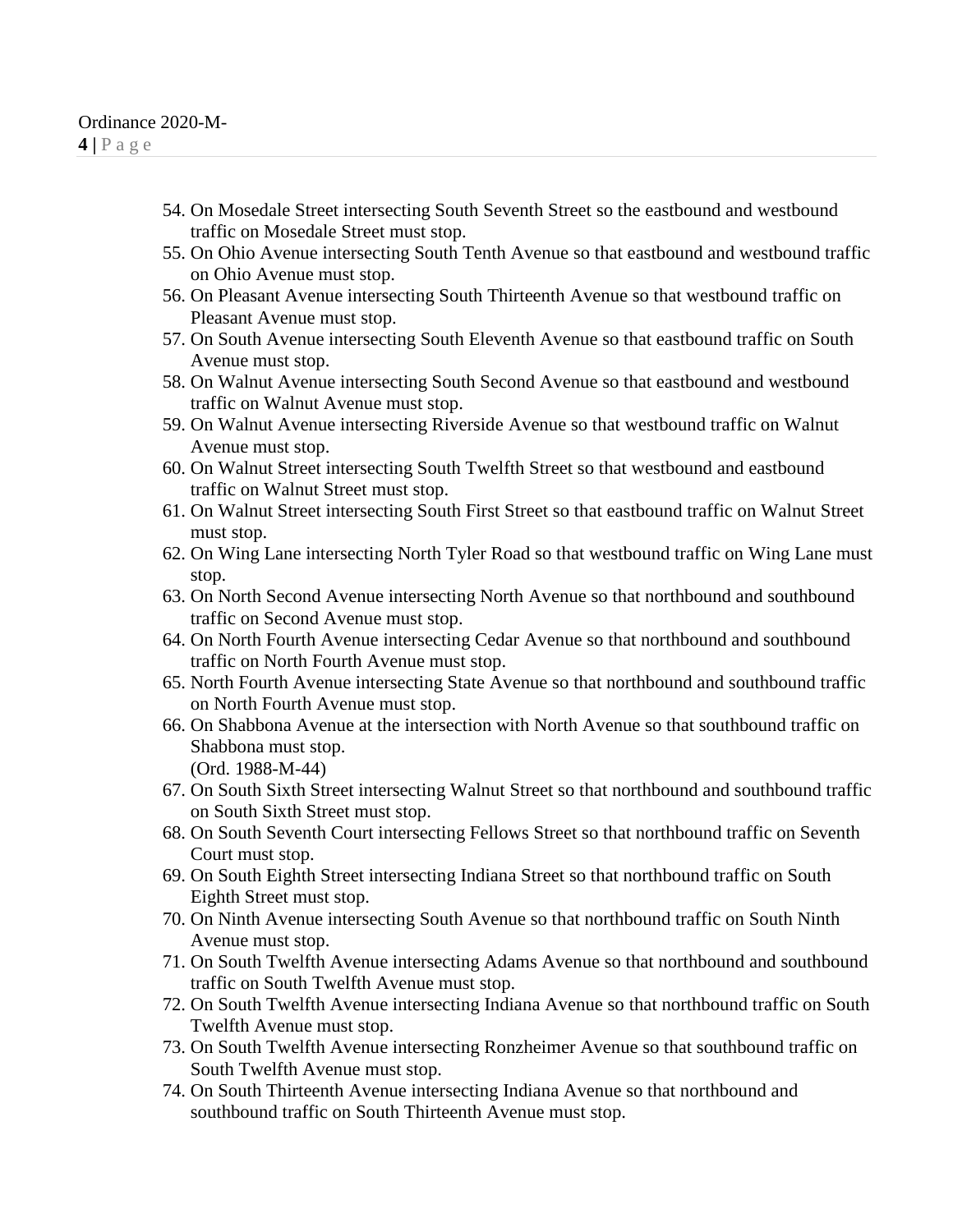54. On Mosedale Street intersecting South Seventh Street so the eastbound and westbound traffic on Mosedale Street must stop.
55. On Ohio Avenue intersecting South Tenth Avenue so that eastbound and westbound traffic on Ohio Avenue must stop.
56. On Pleasant Avenue intersecting South Thirteenth Avenue so that westbound traffic on Pleasant Avenue must stop.
57. On South Avenue intersecting South Eleventh Avenue so that eastbound traffic on South Avenue must stop.
58. On Walnut Avenue intersecting South Second Avenue so that eastbound and westbound traffic on Walnut Avenue must stop.
59. On Walnut Avenue intersecting Riverside Avenue so that westbound traffic on Walnut Avenue must stop.
60. On Walnut Street intersecting South Twelfth Street so that westbound and eastbound traffic on Walnut Street must stop.
61. On Walnut Street intersecting South First Street so that eastbound traffic on Walnut Street must stop.
62. On Wing Lane intersecting North Tyler Road so that westbound traffic on Wing Lane must stop.
63. On North Second Avenue intersecting North Avenue so that northbound and southbound traffic on Second Avenue must stop.
64. On North Fourth Avenue intersecting Cedar Avenue so that northbound and southbound traffic on North Fourth Avenue must stop.
65. North Fourth Avenue intersecting State Avenue so that northbound and southbound traffic on North Fourth Avenue must stop.
66. On Shabbona Avenue at the intersection with North Avenue so that southbound traffic on Shabbona must stop.
    (Ord. 1988-M-44)
67. On South Sixth Street intersecting Walnut Street so that northbound and southbound traffic on South Sixth Street must stop.
68. On South Seventh Court intersecting Fellows Street so that northbound traffic on Seventh Court must stop.
69. On South Eighth Street intersecting Indiana Street so that northbound traffic on South Eighth Street must stop.
70. On Ninth Avenue intersecting South Avenue so that northbound traffic on South Ninth Avenue must stop.
71. On South Twelfth Avenue intersecting Adams Avenue so that northbound and southbound traffic on South Twelfth Avenue must stop.
72. On South Twelfth Avenue intersecting Indiana Avenue so that northbound traffic on South Twelfth Avenue must stop.
73. On South Twelfth Avenue intersecting Ronzheimer Avenue so that southbound traffic on South Twelfth Avenue must stop.
74. On South Thirteenth Avenue intersecting Indiana Avenue so that northbound and southbound traffic on South Thirteenth Avenue must stop.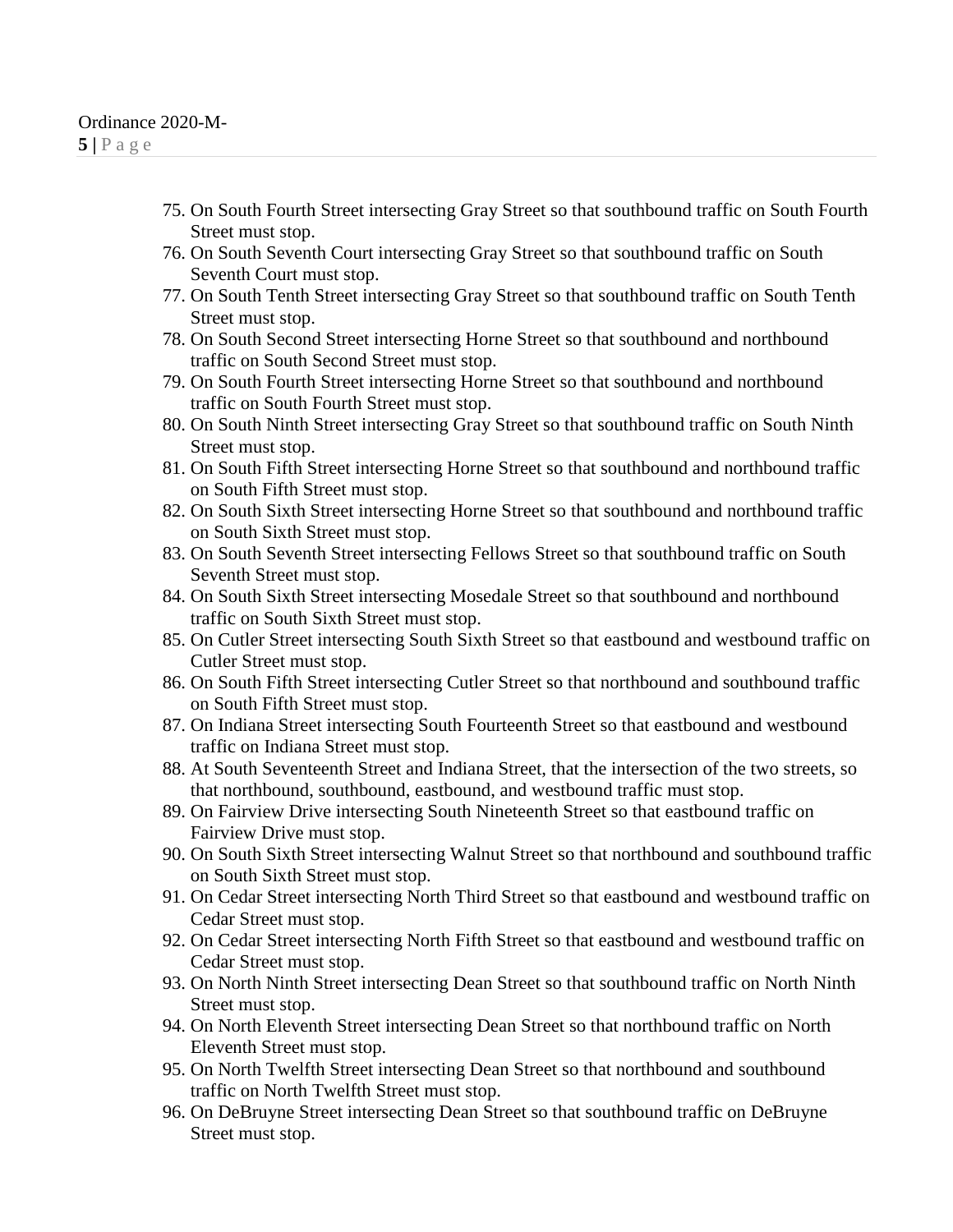75. On South Fourth Street intersecting Gray Street so that southbound traffic on South Fourth Street must stop.
76. On South Seventh Court intersecting Gray Street so that southbound traffic on South Seventh Court must stop.
77. On South Tenth Street intersecting Gray Street so that southbound traffic on South Tenth Street must stop.
78. On South Second Street intersecting Horne Street so that southbound and northbound traffic on South Second Street must stop.
79. On South Fourth Street intersecting Horne Street so that southbound and northbound traffic on South Fourth Street must stop.
80. On South Ninth Street intersecting Gray Street so that southbound traffic on South Ninth Street must stop.
81. On South Fifth Street intersecting Horne Street so that southbound and northbound traffic on South Fifth Street must stop.
82. On South Sixth Street intersecting Horne Street so that southbound and northbound traffic on South Sixth Street must stop.
83. On South Seventh Street intersecting Fellows Street so that southbound traffic on South Seventh Street must stop.
84. On South Sixth Street intersecting Mosedale Street so that southbound and northbound traffic on South Sixth Street must stop.
85. On Cutler Street intersecting South Sixth Street so that eastbound and westbound traffic on Cutler Street must stop.
86. On South Fifth Street intersecting Cutler Street so that northbound and southbound traffic on South Fifth Street must stop.
87. On Indiana Street intersecting South Fourteenth Street so that eastbound and westbound traffic on Indiana Street must stop.
88. At South Seventeenth Street and Indiana Street, that the intersection of the two streets, so that northbound, southbound, eastbound, and westbound traffic must stop.
89. On Fairview Drive intersecting South Nineteenth Street so that eastbound traffic on Fairview Drive must stop.
90. On South Sixth Street intersecting Walnut Street so that northbound and southbound traffic on South Sixth Street must stop.
91. On Cedar Street intersecting North Third Street so that eastbound and westbound traffic on Cedar Street must stop.
92. On Cedar Street intersecting North Fifth Street so that eastbound and westbound traffic on Cedar Street must stop.
93. On North Ninth Street intersecting Dean Street so that southbound traffic on North Ninth Street must stop.
94. On North Eleventh Street intersecting Dean Street so that northbound traffic on North Eleventh Street must stop.
95. On North Twelfth Street intersecting Dean Street so that northbound and southbound traffic on North Twelfth Street must stop.
96. On DeBruyne Street intersecting Dean Street so that southbound traffic on DeBruyne Street must stop.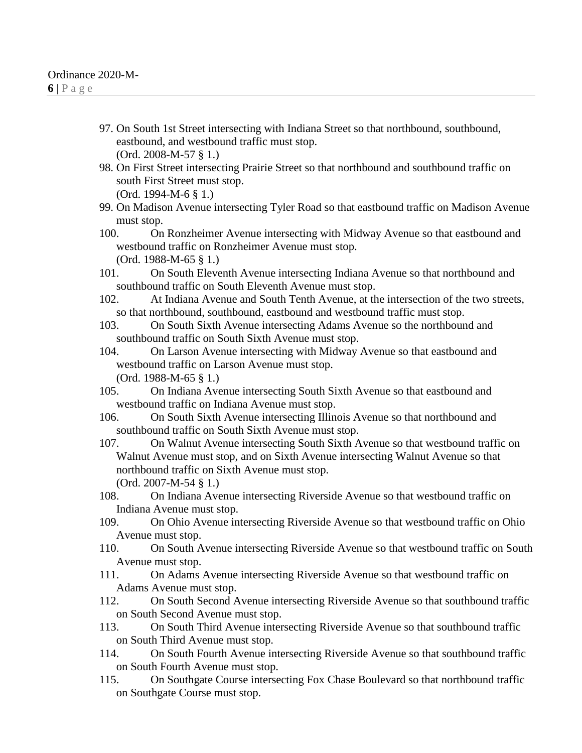97. On South 1st Street intersecting with Indiana Street so that northbound, southbound, eastbound, and westbound traffic must stop.
    (Ord. 2008-M-57 § 1.)
98. On First Street intersecting Prairie Street so that northbound and southbound traffic on south First Street must stop.
    (Ord. 1994-M-6 § 1.)
99. On Madison Avenue intersecting Tyler Road so that eastbound traffic on Madison Avenue must stop.
100. On Ronzheimer Avenue intersecting with Midway Avenue so that eastbound and westbound traffic on Ronzheimer Avenue must stop.
    (Ord. 1988-M-65 § 1.)
101. On South Eleventh Avenue intersecting Indiana Avenue so that northbound and southbound traffic on South Eleventh Avenue must stop.
102. At Indiana Avenue and South Tenth Avenue, at the intersection of the two streets, so that northbound, southbound, eastbound and westbound traffic must stop.
103. On South Sixth Avenue intersecting Adams Avenue so the northbound and southbound traffic on South Sixth Avenue must stop.
104. On Larson Avenue intersecting with Midway Avenue so that eastbound and westbound traffic on Larson Avenue must stop.
    (Ord. 1988-M-65 § 1.)
105. On Indiana Avenue intersecting South Sixth Avenue so that eastbound and westbound traffic on Indiana Avenue must stop.
106. On South Sixth Avenue intersecting Illinois Avenue so that northbound and southbound traffic on South Sixth Avenue must stop.
107. On Walnut Avenue intersecting South Sixth Avenue so that westbound traffic on Walnut Avenue must stop, and on Sixth Avenue intersecting Walnut Avenue so that northbound traffic on Sixth Avenue must stop.
    (Ord. 2007-M-54 § 1.)
108. On Indiana Avenue intersecting Riverside Avenue so that westbound traffic on Indiana Avenue must stop.
109. On Ohio Avenue intersecting Riverside Avenue so that westbound traffic on Ohio Avenue must stop.
110. On South Avenue intersecting Riverside Avenue so that westbound traffic on South Avenue must stop.
111. On Adams Avenue intersecting Riverside Avenue so that westbound traffic on Adams Avenue must stop.
112. On South Second Avenue intersecting Riverside Avenue so that southbound traffic on South Second Avenue must stop.
113. On South Third Avenue intersecting Riverside Avenue so that southbound traffic on South Third Avenue must stop.
114. On South Fourth Avenue intersecting Riverside Avenue so that southbound traffic on South Fourth Avenue must stop.
115. On Southgate Course intersecting Fox Chase Boulevard so that northbound traffic on Southgate Course must stop.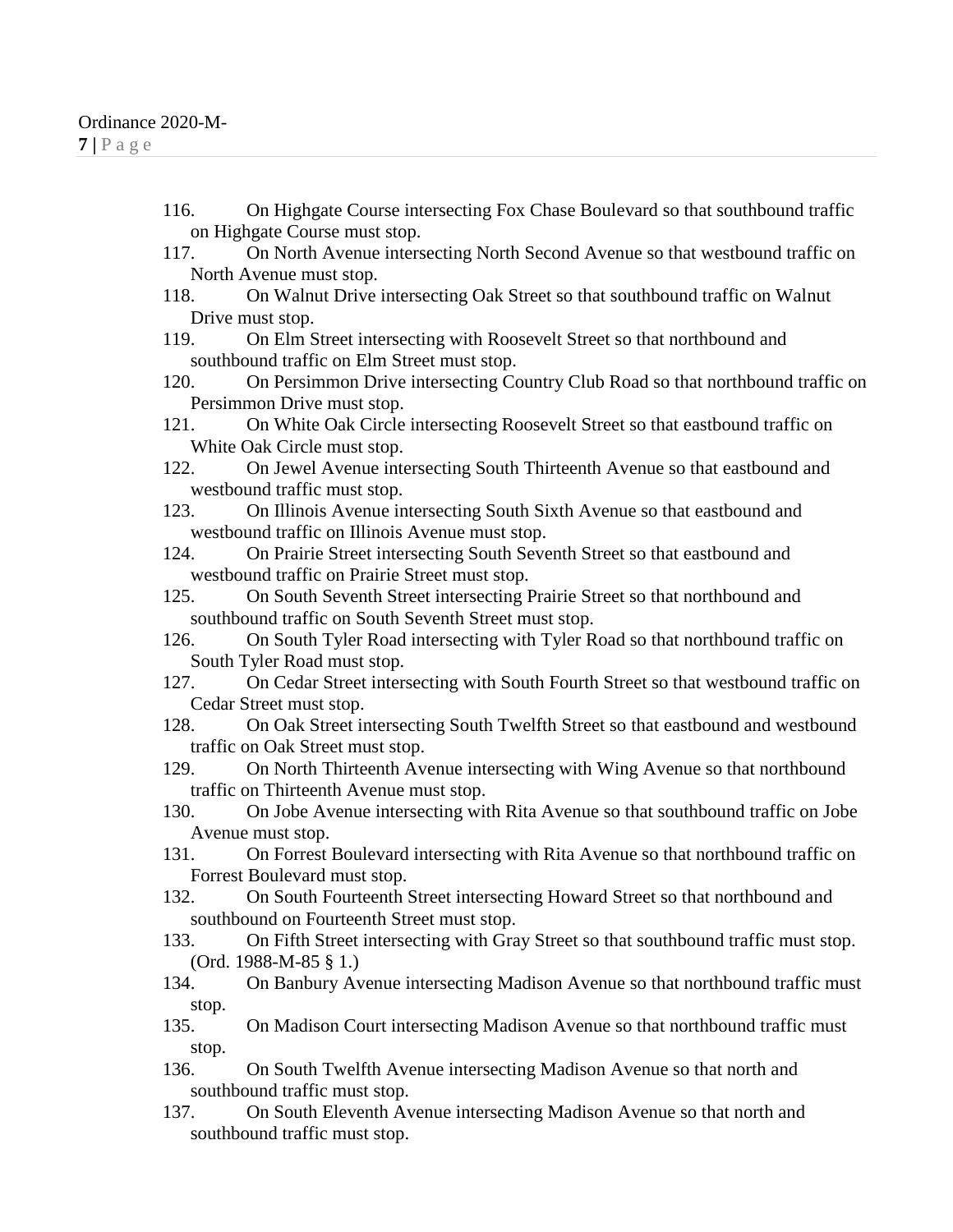116. On Highgate Course intersecting Fox Chase Boulevard so that southbound traffic on Highgate Course must stop.
117. On North Avenue intersecting North Second Avenue so that westbound traffic on North Avenue must stop.
118. On Walnut Drive intersecting Oak Street so that southbound traffic on Walnut Drive must stop.
119. On Elm Street intersecting with Roosevelt Street so that northbound and southbound traffic on Elm Street must stop.
120. On Persimmon Drive intersecting Country Club Road so that northbound traffic on Persimmon Drive must stop.
121. On White Oak Circle intersecting Roosevelt Street so that eastbound traffic on White Oak Circle must stop.
122. On Jewel Avenue intersecting South Thirteenth Avenue so that eastbound and westbound traffic must stop.
123. On Illinois Avenue intersecting South Sixth Avenue so that eastbound and westbound traffic on Illinois Avenue must stop.
124. On Prairie Street intersecting South Seventh Street so that eastbound and westbound traffic on Prairie Street must stop.
125. On South Seventh Street intersecting Prairie Street so that northbound and southbound traffic on South Seventh Street must stop.
126. On South Tyler Road intersecting with Tyler Road so that northbound traffic on South Tyler Road must stop.
127. On Cedar Street intersecting with South Fourth Street so that westbound traffic on Cedar Street must stop.
128. On Oak Street intersecting South Twelfth Street so that eastbound and westbound traffic on Oak Street must stop.
129. On North Thirteenth Avenue intersecting with Wing Avenue so that northbound traffic on Thirteenth Avenue must stop.
130. On Jobe Avenue intersecting with Rita Avenue so that southbound traffic on Jobe Avenue must stop.
131. On Forrest Boulevard intersecting with Rita Avenue so that northbound traffic on Forrest Boulevard must stop.
132. On South Fourteenth Street intersecting Howard Street so that northbound and southbound on Fourteenth Street must stop.
133. On Fifth Street intersecting with Gray Street so that southbound traffic must stop. (Ord. 1988-M-85 § 1.)
134. On Banbury Avenue intersecting Madison Avenue so that northbound traffic must stop.
135. On Madison Court intersecting Madison Avenue so that northbound traffic must stop.
136. On South Twelfth Avenue intersecting Madison Avenue so that north and southbound traffic must stop.
137. On South Eleventh Avenue intersecting Madison Avenue so that north and southbound traffic must stop.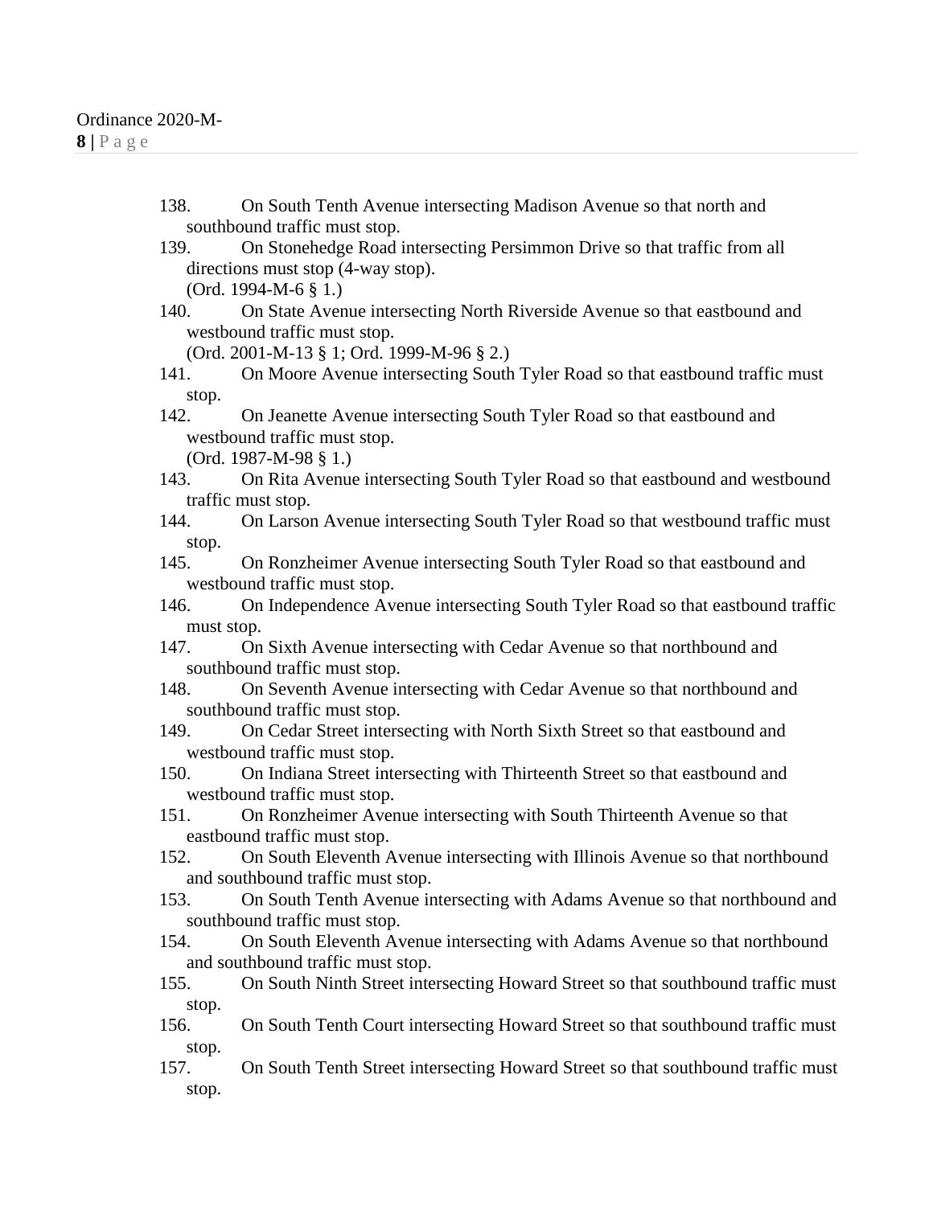138. On South Tenth Avenue intersecting Madison Avenue so that north and southbound traffic must stop.

139. On Stonehedge Road intersecting Persimmon Drive so that traffic from all directions must stop (4-way stop).
(Ord. 1994-M-6 § 1.)

140. On State Avenue intersecting North Riverside Avenue so that eastbound and westbound traffic must stop.
(Ord. 2001-M-13 § 1; Ord. 1999-M-96 § 2.)

141. On Moore Avenue intersecting South Tyler Road so that eastbound traffic must stop.

142. On Jeanette Avenue intersecting South Tyler Road so that eastbound and westbound traffic must stop.
(Ord. 1987-M-98 § 1.)

143. On Rita Avenue intersecting South Tyler Road so that eastbound and westbound traffic must stop.

144. On Larson Avenue intersecting South Tyler Road so that westbound traffic must stop.

145. On Ronzheimer Avenue intersecting South Tyler Road so that eastbound and westbound traffic must stop.

146. On Independence Avenue intersecting South Tyler Road so that eastbound traffic must stop.

147. On Sixth Avenue intersecting with Cedar Avenue so that northbound and southbound traffic must stop.

148. On Seventh Avenue intersecting with Cedar Avenue so that northbound and southbound traffic must stop.

149. On Cedar Street intersecting with North Sixth Street so that eastbound and westbound traffic must stop.

150. On Indiana Street intersecting with Thirteenth Street so that eastbound and westbound traffic must stop.

151. On Ronzheimer Avenue intersecting with South Thirteenth Avenue so that eastbound traffic must stop.

152. On South Eleventh Avenue intersecting with Illinois Avenue so that northbound and southbound traffic must stop.

153. On South Tenth Avenue intersecting with Adams Avenue so that northbound and southbound traffic must stop.

154. On South Eleventh Avenue intersecting with Adams Avenue so that northbound and southbound traffic must stop.

155. On South Ninth Street intersecting Howard Street so that southbound traffic must stop.

156. On South Tenth Court intersecting Howard Street so that southbound traffic must stop.

157. On South Tenth Street intersecting Howard Street so that southbound traffic must stop.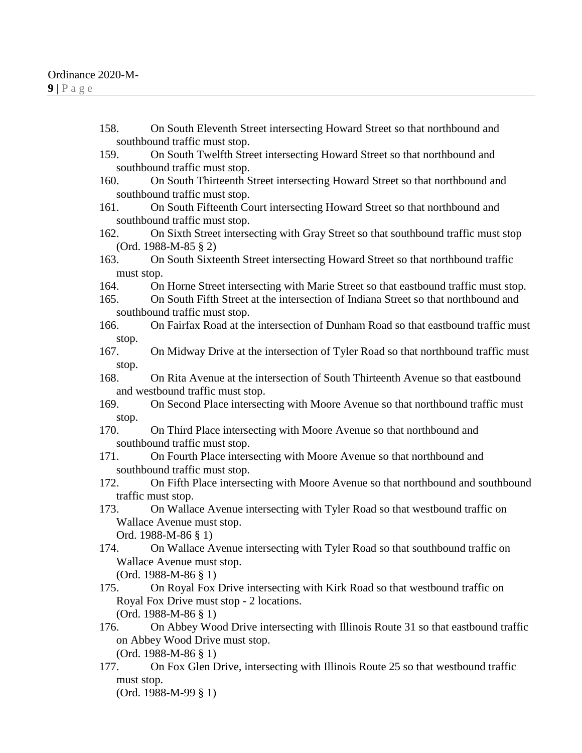158. On South Eleventh Street intersecting Howard Street so that northbound and southbound traffic must stop.
159. On South Twelfth Street intersecting Howard Street so that northbound and southbound traffic must stop.
160. On South Thirteenth Street intersecting Howard Street so that northbound and southbound traffic must stop.
161. On South Fifteenth Court intersecting Howard Street so that northbound and southbound traffic must stop.
162. On Sixth Street intersecting with Gray Street so that southbound traffic must stop (Ord. 1988-M-85 § 2)
163. On South Sixteenth Street intersecting Howard Street so that northbound traffic must stop.
164. On Horne Street intersecting with Marie Street so that eastbound traffic must stop.
165. On South Fifth Street at the intersection of Indiana Street so that northbound and southbound traffic must stop.
166. On Fairfax Road at the intersection of Dunham Road so that eastbound traffic must stop.
167. On Midway Drive at the intersection of Tyler Road so that northbound traffic must stop.
168. On Rita Avenue at the intersection of South Thirteenth Avenue so that eastbound and westbound traffic must stop.
169. On Second Place intersecting with Moore Avenue so that northbound traffic must stop.
170. On Third Place intersecting with Moore Avenue so that northbound and southbound traffic must stop.
171. On Fourth Place intersecting with Moore Avenue so that northbound and southbound traffic must stop.
172. On Fifth Place intersecting with Moore Avenue so that northbound and southbound traffic must stop.
173. On Wallace Avenue intersecting with Tyler Road so that westbound traffic on Wallace Avenue must stop.
    Ord. 1988-M-86 § 1)
174. On Wallace Avenue intersecting with Tyler Road so that southbound traffic on Wallace Avenue must stop.
    (Ord. 1988-M-86 § 1)
175. On Royal Fox Drive intersecting with Kirk Road so that westbound traffic on Royal Fox Drive must stop - 2 locations.
    (Ord. 1988-M-86 § 1)
176. On Abbey Wood Drive intersecting with Illinois Route 31 so that eastbound traffic on Abbey Wood Drive must stop.
    (Ord. 1988-M-86 § 1)
177. On Fox Glen Drive, intersecting with Illinois Route 25 so that westbound traffic must stop.
    (Ord. 1988-M-99 § 1)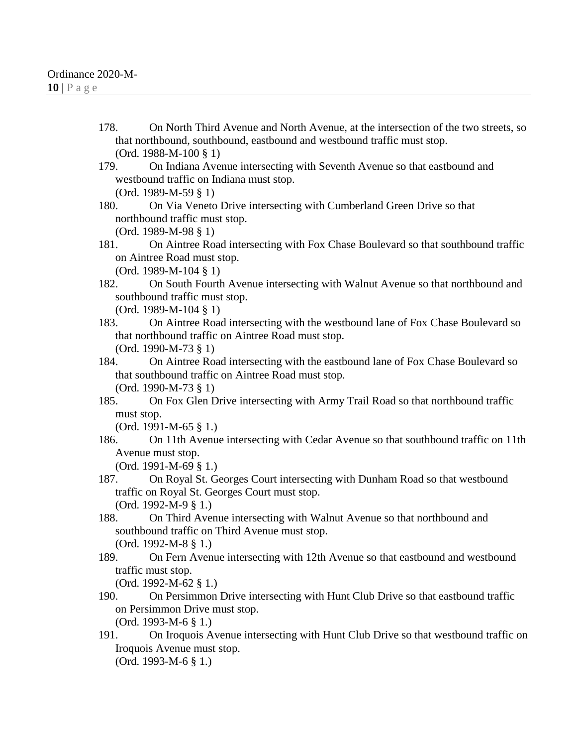178. On North Third Avenue and North Avenue, at the intersection of the two streets, so that northbound, southbound, eastbound and westbound traffic must stop.
(Ord. 1988-M-100 § 1)

179. On Indiana Avenue intersecting with Seventh Avenue so that eastbound and westbound traffic on Indiana must stop.
(Ord. 1989-M-59 § 1)

180. On Via Veneto Drive intersecting with Cumberland Green Drive so that northbound traffic must stop.
(Ord. 1989-M-98 § 1)

181. On Aintree Road intersecting with Fox Chase Boulevard so that southbound traffic on Aintree Road must stop.
(Ord. 1989-M-104 § 1)

182. On South Fourth Avenue intersecting with Walnut Avenue so that northbound and southbound traffic must stop.
(Ord. 1989-M-104 § 1)

183. On Aintree Road intersecting with the westbound lane of Fox Chase Boulevard so that northbound traffic on Aintree Road must stop.
(Ord. 1990-M-73 § 1)

184. On Aintree Road intersecting with the eastbound lane of Fox Chase Boulevard so that southbound traffic on Aintree Road must stop.
(Ord. 1990-M-73 § 1)

185. On Fox Glen Drive intersecting with Army Trail Road so that northbound traffic must stop.
(Ord. 1991-M-65 § 1.)

186. On 11th Avenue intersecting with Cedar Avenue so that southbound traffic on 11th Avenue must stop.
(Ord. 1991-M-69 § 1.)

187. On Royal St. Georges Court intersecting with Dunham Road so that westbound traffic on Royal St. Georges Court must stop.
(Ord. 1992-M-9 § 1.)

188. On Third Avenue intersecting with Walnut Avenue so that northbound and southbound traffic on Third Avenue must stop.
(Ord. 1992-M-8 § 1.)

189. On Fern Avenue intersecting with 12th Avenue so that eastbound and westbound traffic must stop.
(Ord. 1992-M-62 § 1.)

190. On Persimmon Drive intersecting with Hunt Club Drive so that eastbound traffic on Persimmon Drive must stop.
(Ord. 1993-M-6 § 1.)

191. On Iroquois Avenue intersecting with Hunt Club Drive so that westbound traffic on Iroquois Avenue must stop.
(Ord. 1993-M-6 § 1.)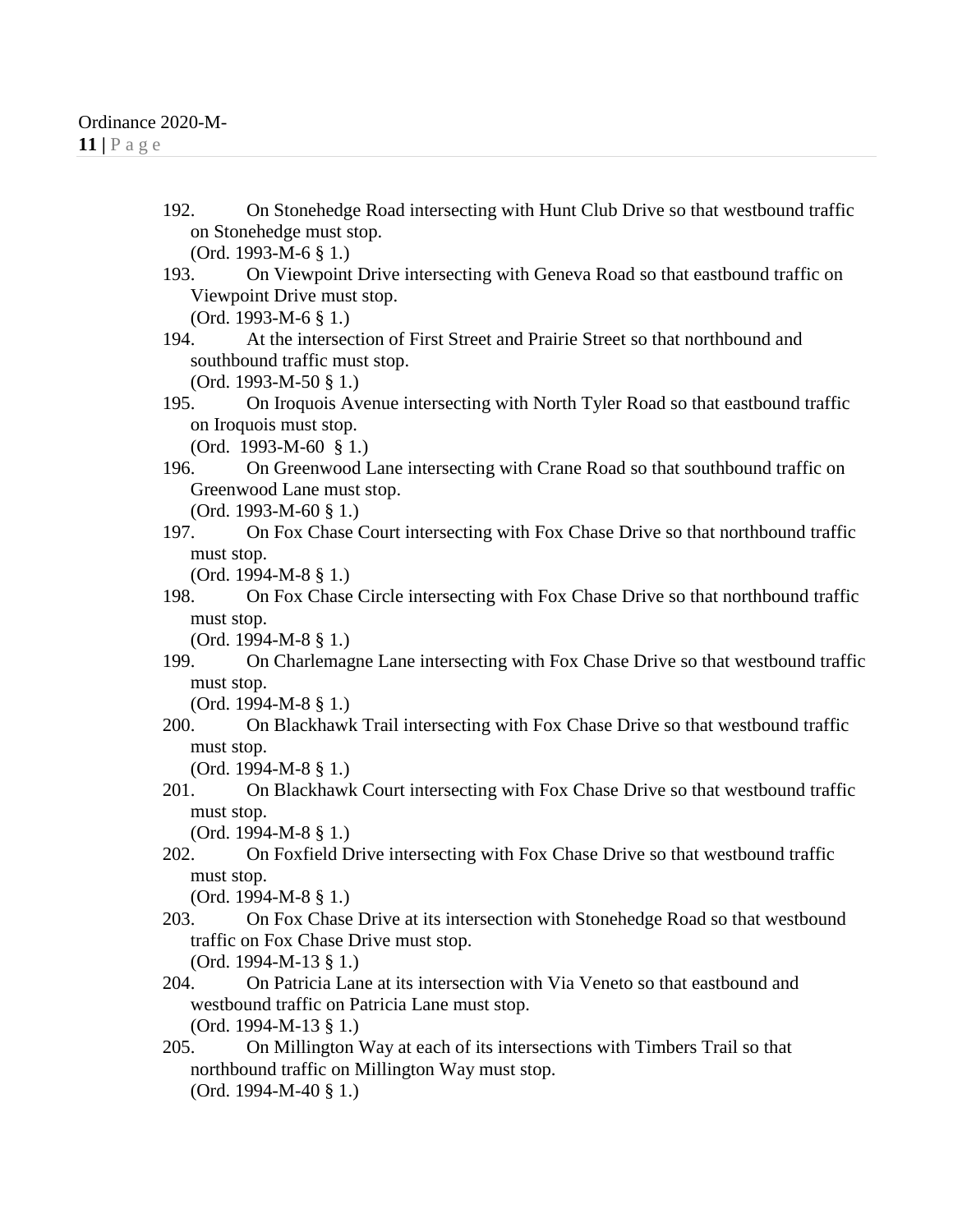192. On Stonehedge Road intersecting with Hunt Club Drive so that westbound traffic on Stonehedge must stop.
(Ord. 1993-M-6 § 1.)

193. On Viewpoint Drive intersecting with Geneva Road so that eastbound traffic on Viewpoint Drive must stop.
(Ord. 1993-M-6 § 1.)

194. At the intersection of First Street and Prairie Street so that northbound and southbound traffic must stop.
(Ord. 1993-M-50 § 1.)

195. On Iroquois Avenue intersecting with North Tyler Road so that eastbound traffic on Iroquois must stop.
(Ord. 1993-M-60 § 1.)

196. On Greenwood Lane intersecting with Crane Road so that southbound traffic on Greenwood Lane must stop.
(Ord. 1993-M-60 § 1.)

197. On Fox Chase Court intersecting with Fox Chase Drive so that northbound traffic must stop.
(Ord. 1994-M-8 § 1.)

198. On Fox Chase Circle intersecting with Fox Chase Drive so that northbound traffic must stop.
(Ord. 1994-M-8 § 1.)

199. On Charlemagne Lane intersecting with Fox Chase Drive so that westbound traffic must stop.
(Ord. 1994-M-8 § 1.)

200. On Blackhawk Trail intersecting with Fox Chase Drive so that westbound traffic must stop.
(Ord. 1994-M-8 § 1.)

201. On Blackhawk Court intersecting with Fox Chase Drive so that westbound traffic must stop.
(Ord. 1994-M-8 § 1.)

202. On Foxfield Drive intersecting with Fox Chase Drive so that westbound traffic must stop.
(Ord. 1994-M-8 § 1.)

203. On Fox Chase Drive at its intersection with Stonehedge Road so that westbound traffic on Fox Chase Drive must stop.
(Ord. 1994-M-13 § 1.)

204. On Patricia Lane at its intersection with Via Veneto so that eastbound and westbound traffic on Patricia Lane must stop.
(Ord. 1994-M-13 § 1.)

205. On Millington Way at each of its intersections with Timbers Trail so that northbound traffic on Millington Way must stop.
(Ord. 1994-M-40 § 1.)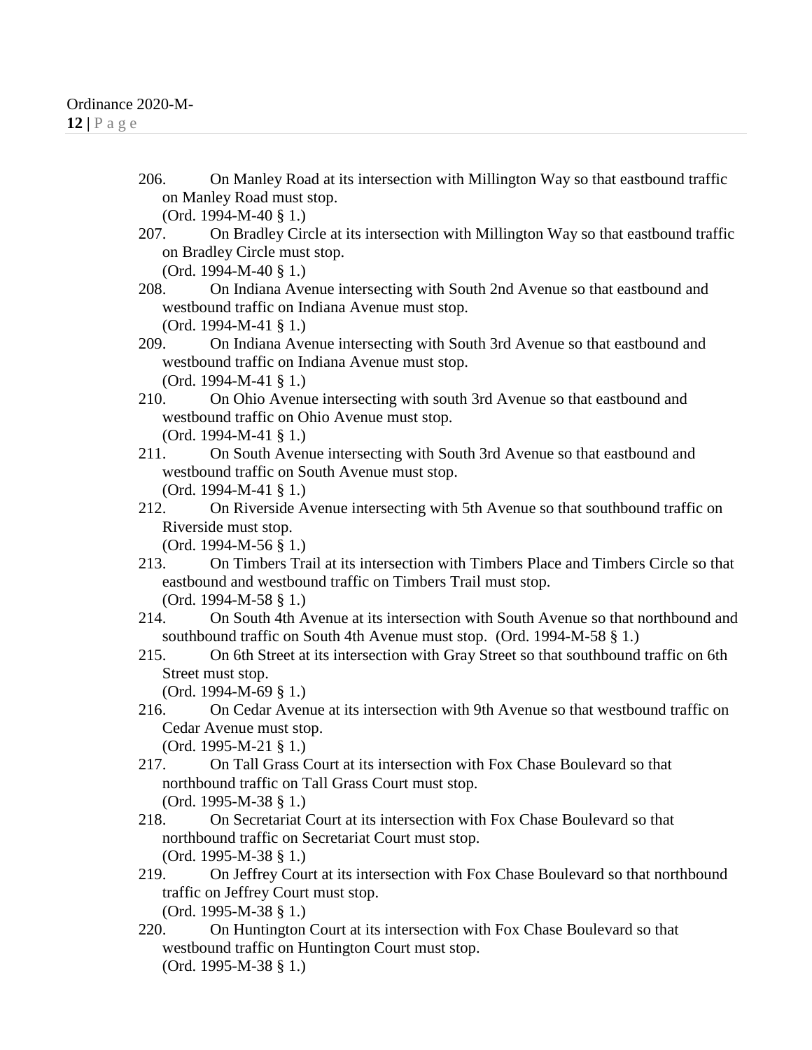206. On Manley Road at its intersection with Millington Way so that eastbound traffic on Manley Road must stop.
(Ord. 1994-M-40 § 1.)

207. On Bradley Circle at its intersection with Millington Way so that eastbound traffic on Bradley Circle must stop.
(Ord. 1994-M-40 § 1.)

208. On Indiana Avenue intersecting with South 2nd Avenue so that eastbound and westbound traffic on Indiana Avenue must stop.
(Ord. 1994-M-41 § 1.)

209. On Indiana Avenue intersecting with South 3rd Avenue so that eastbound and westbound traffic on Indiana Avenue must stop.
(Ord. 1994-M-41 § 1.)

210. On Ohio Avenue intersecting with south 3rd Avenue so that eastbound and westbound traffic on Ohio Avenue must stop.
(Ord. 1994-M-41 § 1.)

211. On South Avenue intersecting with South 3rd Avenue so that eastbound and westbound traffic on South Avenue must stop.
(Ord. 1994-M-41 § 1.)

212. On Riverside Avenue intersecting with 5th Avenue so that southbound traffic on Riverside must stop.
(Ord. 1994-M-56 § 1.)

213. On Timbers Trail at its intersection with Timbers Place and Timbers Circle so that eastbound and westbound traffic on Timbers Trail must stop.
(Ord. 1994-M-58 § 1.)

214. On South 4th Avenue at its intersection with South Avenue so that northbound and southbound traffic on South 4th Avenue must stop. (Ord. 1994-M-58 § 1.)

215. On 6th Street at its intersection with Gray Street so that southbound traffic on 6th Street must stop.
(Ord. 1994-M-69 § 1.)

216. On Cedar Avenue at its intersection with 9th Avenue so that westbound traffic on Cedar Avenue must stop.
(Ord. 1995-M-21 § 1.)

217. On Tall Grass Court at its intersection with Fox Chase Boulevard so that northbound traffic on Tall Grass Court must stop.
(Ord. 1995-M-38 § 1.)

218. On Secretariat Court at its intersection with Fox Chase Boulevard so that northbound traffic on Secretariat Court must stop.
(Ord. 1995-M-38 § 1.)

219. On Jeffrey Court at its intersection with Fox Chase Boulevard so that northbound traffic on Jeffrey Court must stop.
(Ord. 1995-M-38 § 1.)

220. On Huntington Court at its intersection with Fox Chase Boulevard so that westbound traffic on Huntington Court must stop.
(Ord. 1995-M-38 § 1.)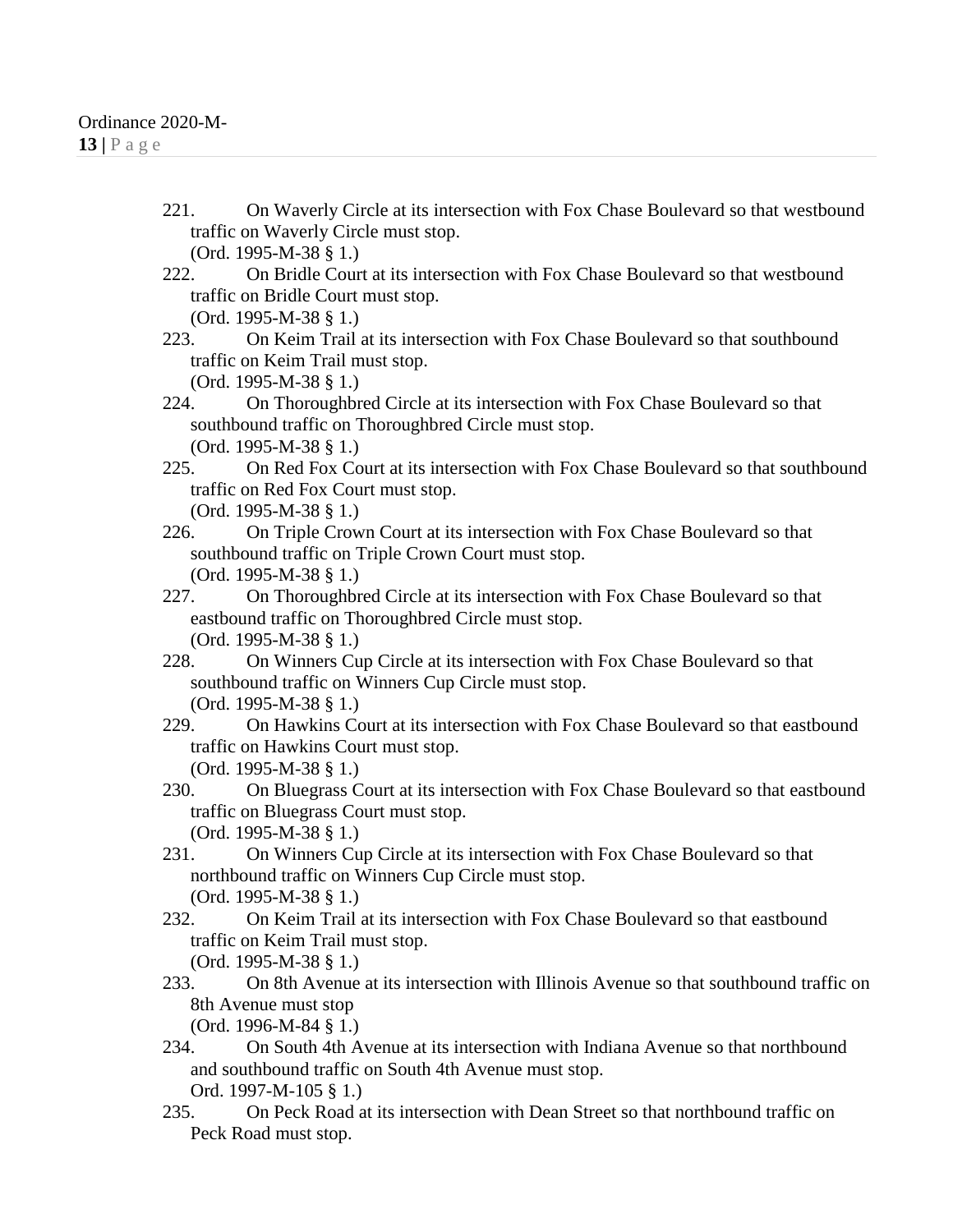221. On Waverly Circle at its intersection with Fox Chase Boulevard so that westbound traffic on Waverly Circle must stop.
(Ord. 1995-M-38 § 1.)

222. On Bridle Court at its intersection with Fox Chase Boulevard so that westbound traffic on Bridle Court must stop.
(Ord. 1995-M-38 § 1.)

223. On Keim Trail at its intersection with Fox Chase Boulevard so that southbound traffic on Keim Trail must stop.
(Ord. 1995-M-38 § 1.)

224. On Thoroughbred Circle at its intersection with Fox Chase Boulevard so that southbound traffic on Thoroughbred Circle must stop.
(Ord. 1995-M-38 § 1.)

225. On Red Fox Court at its intersection with Fox Chase Boulevard so that southbound traffic on Red Fox Court must stop.
(Ord. 1995-M-38 § 1.)

226. On Triple Crown Court at its intersection with Fox Chase Boulevard so that southbound traffic on Triple Crown Court must stop.
(Ord. 1995-M-38 § 1.)

227. On Thoroughbred Circle at its intersection with Fox Chase Boulevard so that eastbound traffic on Thoroughbred Circle must stop.
(Ord. 1995-M-38 § 1.)

228. On Winners Cup Circle at its intersection with Fox Chase Boulevard so that southbound traffic on Winners Cup Circle must stop.
(Ord. 1995-M-38 § 1.)

229. On Hawkins Court at its intersection with Fox Chase Boulevard so that eastbound traffic on Hawkins Court must stop.
(Ord. 1995-M-38 § 1.)

230. On Bluegrass Court at its intersection with Fox Chase Boulevard so that eastbound traffic on Bluegrass Court must stop.
(Ord. 1995-M-38 § 1.)

231. On Winners Cup Circle at its intersection with Fox Chase Boulevard so that northbound traffic on Winners Cup Circle must stop.
(Ord. 1995-M-38 § 1.)

232. On Keim Trail at its intersection with Fox Chase Boulevard so that eastbound traffic on Keim Trail must stop.
(Ord. 1995-M-38 § 1.)

233. On 8th Avenue at its intersection with Illinois Avenue so that southbound traffic on 8th Avenue must stop
(Ord. 1996-M-84 § 1.)

234. On South 4th Avenue at its intersection with Indiana Avenue so that northbound and southbound traffic on South 4th Avenue must stop.
Ord. 1997-M-105 § 1.)

235. On Peck Road at its intersection with Dean Street so that northbound traffic on Peck Road must stop.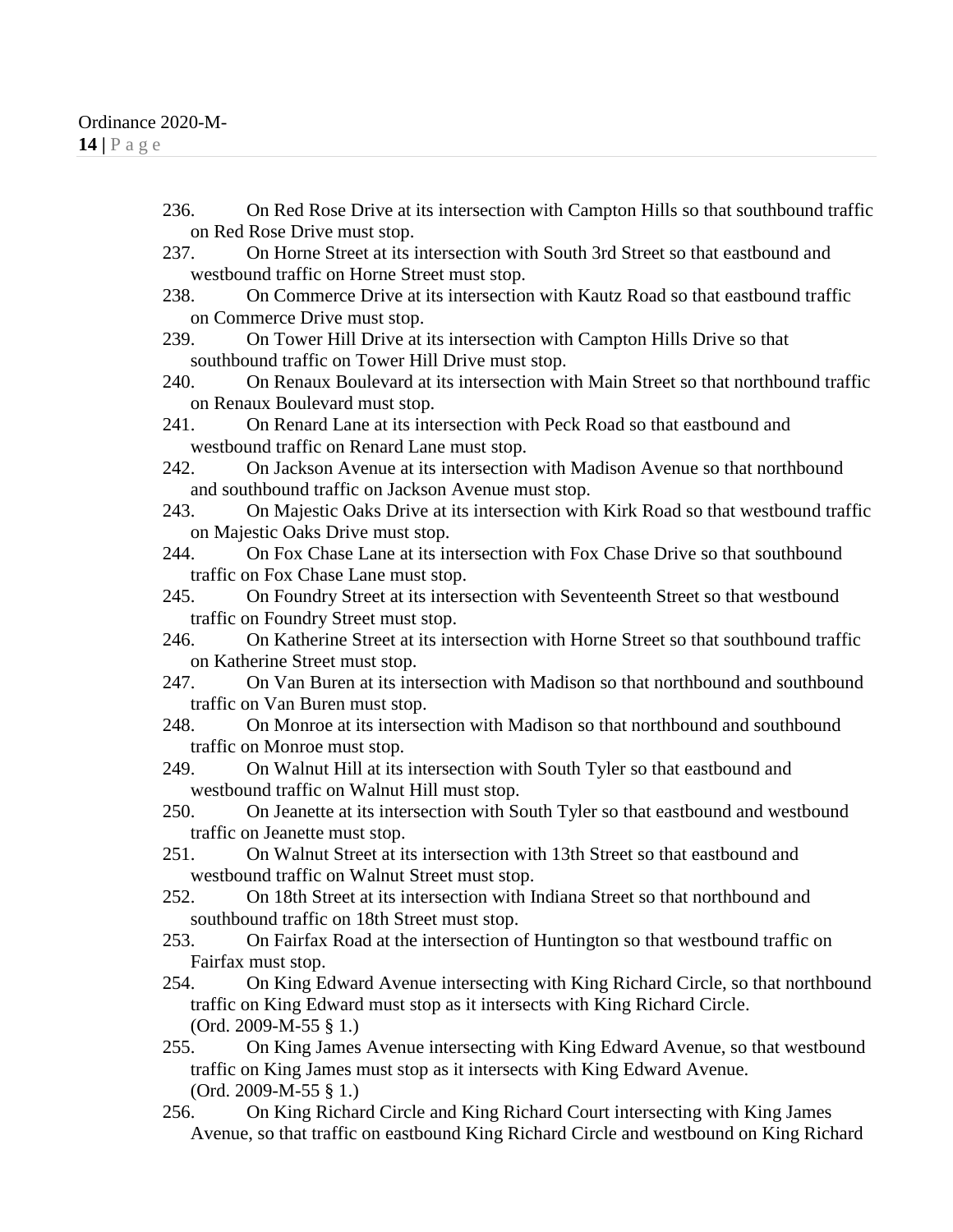236. On Red Rose Drive at its intersection with Campton Hills so that southbound traffic on Red Rose Drive must stop.
237. On Horne Street at its intersection with South 3rd Street so that eastbound and westbound traffic on Horne Street must stop.
238. On Commerce Drive at its intersection with Kautz Road so that eastbound traffic on Commerce Drive must stop.
239. On Tower Hill Drive at its intersection with Campton Hills Drive so that southbound traffic on Tower Hill Drive must stop.
240. On Renaux Boulevard at its intersection with Main Street so that northbound traffic on Renaux Boulevard must stop.
241. On Renard Lane at its intersection with Peck Road so that eastbound and westbound traffic on Renard Lane must stop.
242. On Jackson Avenue at its intersection with Madison Avenue so that northbound and southbound traffic on Jackson Avenue must stop.
243. On Majestic Oaks Drive at its intersection with Kirk Road so that westbound traffic on Majestic Oaks Drive must stop.
244. On Fox Chase Lane at its intersection with Fox Chase Drive so that southbound traffic on Fox Chase Lane must stop.
245. On Foundry Street at its intersection with Seventeenth Street so that westbound traffic on Foundry Street must stop.
246. On Katherine Street at its intersection with Horne Street so that southbound traffic on Katherine Street must stop.
247. On Van Buren at its intersection with Madison so that northbound and southbound traffic on Van Buren must stop.
248. On Monroe at its intersection with Madison so that northbound and southbound traffic on Monroe must stop.
249. On Walnut Hill at its intersection with South Tyler so that eastbound and westbound traffic on Walnut Hill must stop.
250. On Jeanette at its intersection with South Tyler so that eastbound and westbound traffic on Jeanette must stop.
251. On Walnut Street at its intersection with 13th Street so that eastbound and westbound traffic on Walnut Street must stop.
252. On 18th Street at its intersection with Indiana Street so that northbound and southbound traffic on 18th Street must stop.
253. On Fairfax Road at the intersection of Huntington so that westbound traffic on Fairfax must stop.
254. On King Edward Avenue intersecting with King Richard Circle, so that northbound traffic on King Edward must stop as it intersects with King Richard Circle. (Ord. 2009-M-55 § 1.)
255. On King James Avenue intersecting with King Edward Avenue, so that westbound traffic on King James must stop as it intersects with King Edward Avenue. (Ord. 2009-M-55 § 1.)
256. On King Richard Circle and King Richard Court intersecting with King James Avenue, so that traffic on eastbound King Richard Circle and westbound on King Richard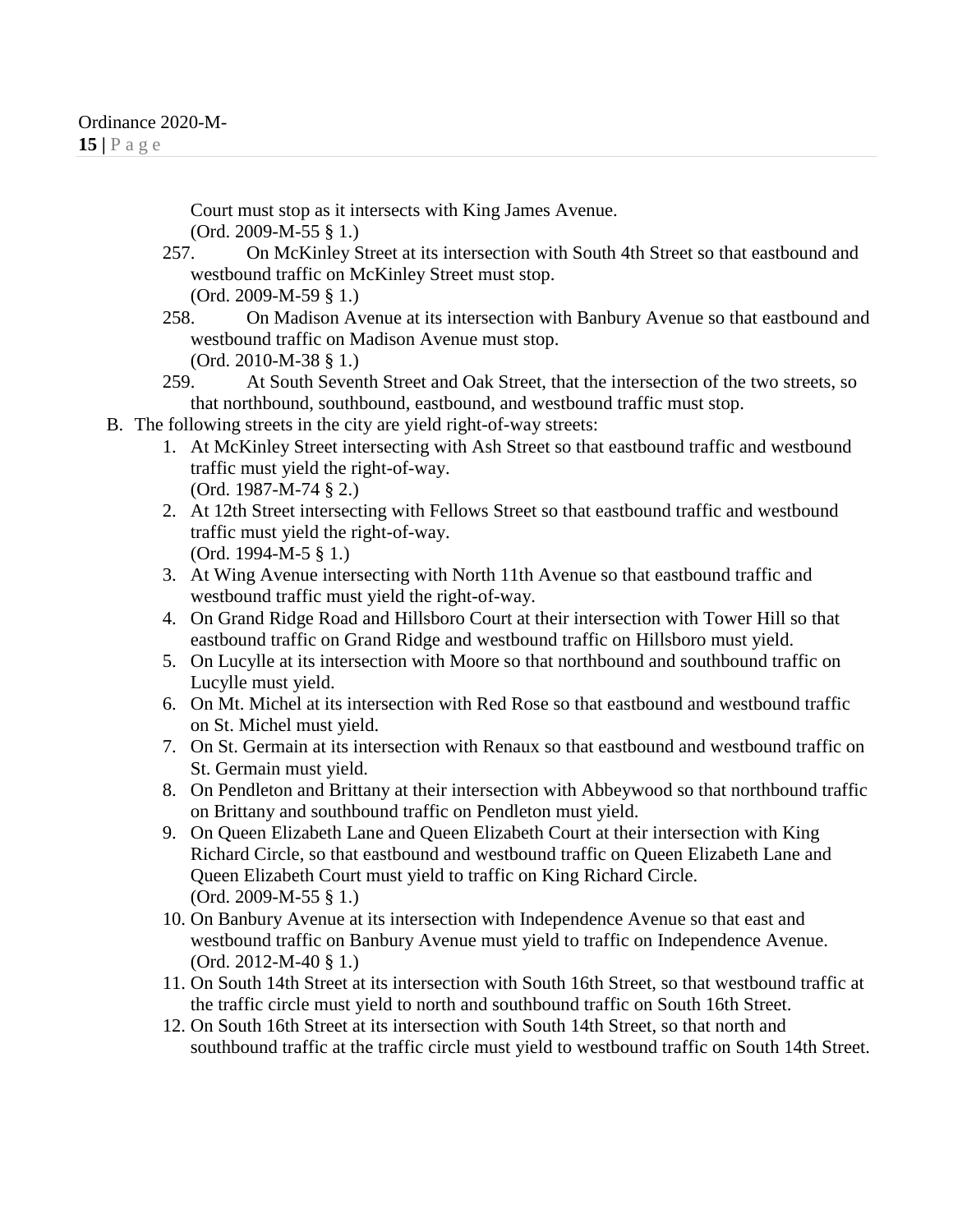Court must stop as it intersects with King James Avenue.
(Ord. 2009-M-55 § 1.)

257. On McKinley Street at its intersection with South 4th Street so that eastbound and westbound traffic on McKinley Street must stop.
(Ord. 2009-M-59 § 1.)

258. On Madison Avenue at its intersection with Banbury Avenue so that eastbound and westbound traffic on Madison Avenue must stop.
(Ord. 2010-M-38 § 1.)

259. At South Seventh Street and Oak Street, that the intersection of the two streets, so that northbound, southbound, eastbound, and westbound traffic must stop.

B. The following streets in the city are yield right-of-way streets:

1. At McKinley Street intersecting with Ash Street so that eastbound traffic and westbound traffic must yield the right-of-way.
(Ord. 1987-M-74 § 2.)
2. At 12th Street intersecting with Fellows Street so that eastbound traffic and westbound traffic must yield the right-of-way.
(Ord. 1994-M-5 § 1.)
3. At Wing Avenue intersecting with North 11th Avenue so that eastbound traffic and westbound traffic must yield the right-of-way.
4. On Grand Ridge Road and Hillsboro Court at their intersection with Tower Hill so that eastbound traffic on Grand Ridge and westbound traffic on Hillsboro must yield.
5. On Lucylle at its intersection with Moore so that northbound and southbound traffic on Lucylle must yield.
6. On Mt. Michel at its intersection with Red Rose so that eastbound and westbound traffic on St. Michel must yield.
7. On St. Germain at its intersection with Renaux so that eastbound and westbound traffic on St. Germain must yield.
8. On Pendleton and Brittany at their intersection with Abbeywood so that northbound traffic on Brittany and southbound traffic on Pendleton must yield.
9. On Queen Elizabeth Lane and Queen Elizabeth Court at their intersection with King Richard Circle, so that eastbound and westbound traffic on Queen Elizabeth Lane and Queen Elizabeth Court must yield to traffic on King Richard Circle.
(Ord. 2009-M-55 § 1.)
10. On Banbury Avenue at its intersection with Independence Avenue so that east and westbound traffic on Banbury Avenue must yield to traffic on Independence Avenue.
(Ord. 2012-M-40 § 1.)
11. On South 14th Street at its intersection with South 16th Street, so that westbound traffic at the traffic circle must yield to north and southbound traffic on South 16th Street.
12. On South 16th Street at its intersection with South 14th Street, so that north and southbound traffic at the traffic circle must yield to westbound traffic on South 14th Street.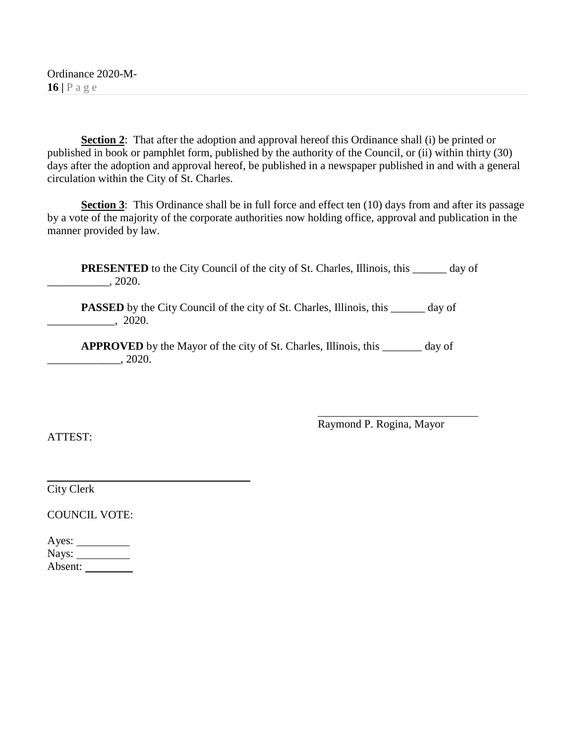**Section 2**: That after the adoption and approval hereof this Ordinance shall (i) be printed or published in book or pamphlet form, published by the authority of the Council, or (ii) within thirty (30) days after the adoption and approval hereof, be published in a newspaper published in and with a general circulation within the City of St. Charles.

**Section 3**: This Ordinance shall be in full force and effect ten (10) days from and after its passage by a vote of the majority of the corporate authorities now holding office, approval and publication in the manner provided by law.

**PRESENTED** to the City Council of the city of St. Charles, Illinois, this ______ day of ___________, 2020.

**PASSED** by the City Council of the city of St. Charles, Illinois, this ______ day of ____________, 2020.

**APPROVED** by the Mayor of the city of St. Charles, Illinois, this _______ day of _____________, 2020.

______________________________
Raymond P. Rogina, Mayor

ATTEST:

______________________________
City Clerk

COUNCIL VOTE:

Ayes: __________
Nays: __________
Absent: _________